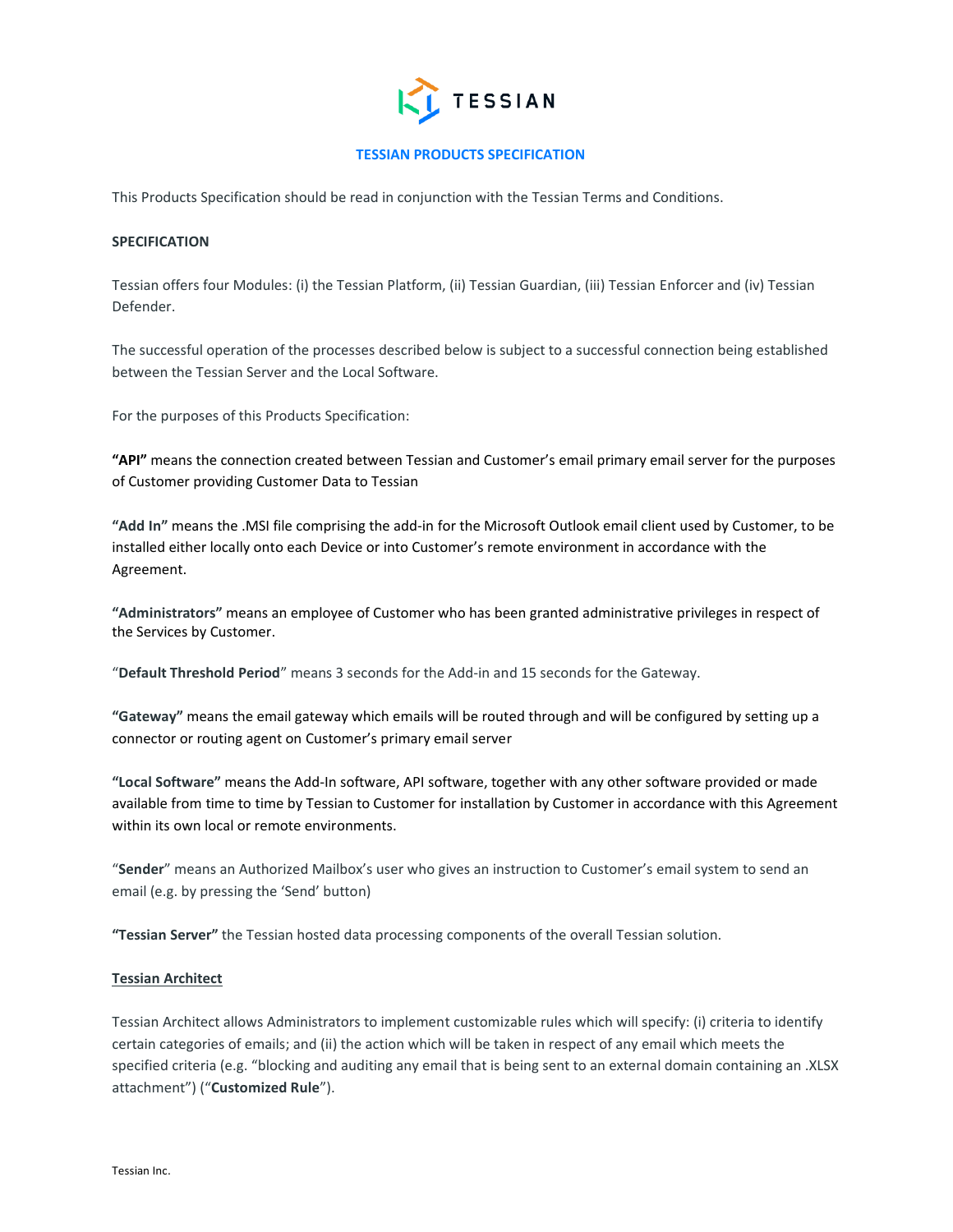TESSIAN

# TESSIAN PRODUCTS SPECIFICATION

This Products Specification should be read in conjunction with the Tessian Terms and Conditions.

## SPECIFICATION

Tessian offers four Modules: (i) the Tessian Platform, (ii) Tessian Guardian, (iii) Tessian Enforcer and (iv) Tessian Defender.

The successful operation of the processes described below is subject to a successful connection being established between the Tessian Server and the Local Software.

For the purposes of this Products Specification:

**"API"** means the connection created between Tessian and Customer's email primary email server for the purposes of Customer providing Customer Data to Tessian

**"Add In"** means the .MSI file comprising the add-in for the Microsoft Outlook email client used by Customer, to be installed either locally onto each Device or into Customer's remote environment in accordance with the Agreement.

**"Administrators"** means an employee of Customer who has been granted administrative privileges in respect of the Services by Customer.

"**Default Threshold Period**" means 3 seconds for the Add-in and 15 seconds for the Gateway.

**"Gateway"** means the email gateway which emails will be routed through and will be configured by setting up a connector or routing agent on Customer's primary email server

**"Local Software"** means the Add-In software, API software, together with any other software provided or made available from time to time by Tessian to Customer for installation by Customer in accordance with this Agreement within its own local or remote environments.

"**Sender**" means an Authorized Mailbox's user who gives an instruction to Customer's email system to send an email (e.g. by pressing the 'Send' button)

**"Tessian Server"** the Tessian hosted data processing components of the overall Tessian solution.

### Tessian Architect

Tessian Architect allows Administrators to implement customizable rules which will specify: (i) criteria to identify certain categories of emails; and (ii) the action which will be taken in respect of any email which meets the specified criteria (e.g. "blocking and auditing any email that is being sent to an external domain containing an .XLSX attachment") ("**Customized Rule**").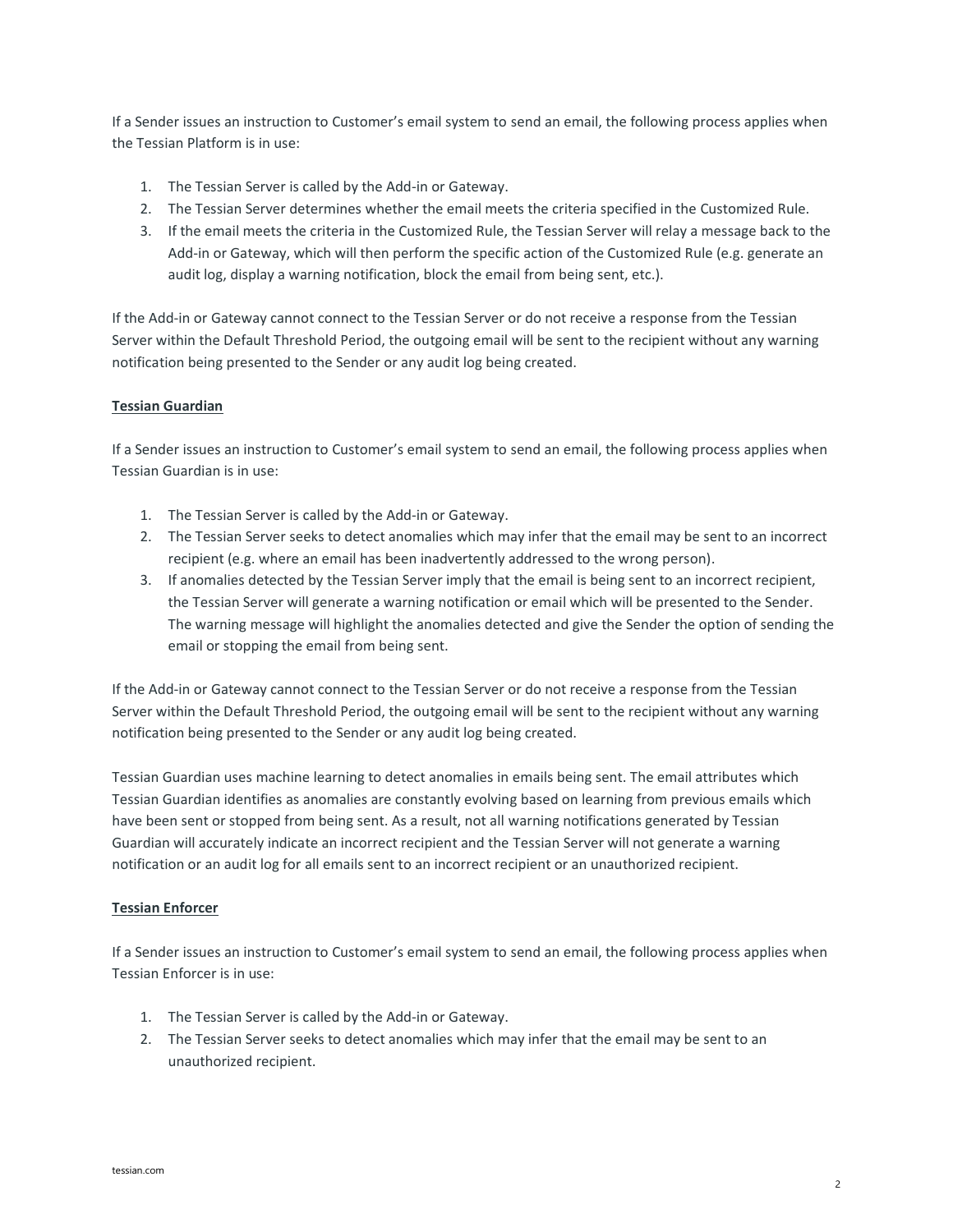If a Sender issues an instruction to Customer's email system to send an email, the following process applies when the Tessian Platform is in use:

1. The Tessian Server is called by the Add-in or Gateway.
2. The Tessian Server determines whether the email meets the criteria specified in the Customized Rule.
3. If the email meets the criteria in the Customized Rule, the Tessian Server will relay a message back to the Add-in or Gateway, which will then perform the specific action of the Customized Rule (e.g. generate an audit log, display a warning notification, block the email from being sent, etc.).

If the Add-in or Gateway cannot connect to the Tessian Server or do not receive a response from the Tessian Server within the Default Threshold Period, the outgoing email will be sent to the recipient without any warning notification being presented to the Sender or any audit log being created.

**Tessian Guardian**

If a Sender issues an instruction to Customer's email system to send an email, the following process applies when Tessian Guardian is in use:

1. The Tessian Server is called by the Add-in or Gateway.
2. The Tessian Server seeks to detect anomalies which may infer that the email may be sent to an incorrect recipient (e.g. where an email has been inadvertently addressed to the wrong person).
3. If anomalies detected by the Tessian Server imply that the email is being sent to an incorrect recipient, the Tessian Server will generate a warning notification or email which will be presented to the Sender. The warning message will highlight the anomalies detected and give the Sender the option of sending the email or stopping the email from being sent.

If the Add-in or Gateway cannot connect to the Tessian Server or do not receive a response from the Tessian Server within the Default Threshold Period, the outgoing email will be sent to the recipient without any warning notification being presented to the Sender or any audit log being created.

Tessian Guardian uses machine learning to detect anomalies in emails being sent. The email attributes which Tessian Guardian identifies as anomalies are constantly evolving based on learning from previous emails which have been sent or stopped from being sent. As a result, not all warning notifications generated by Tessian Guardian will accurately indicate an incorrect recipient and the Tessian Server will not generate a warning notification or an audit log for all emails sent to an incorrect recipient or an unauthorized recipient.

**Tessian Enforcer**

If a Sender issues an instruction to Customer's email system to send an email, the following process applies when Tessian Enforcer is in use:

1. The Tessian Server is called by the Add-in or Gateway.
2. The Tessian Server seeks to detect anomalies which may infer that the email may be sent to an unauthorized recipient.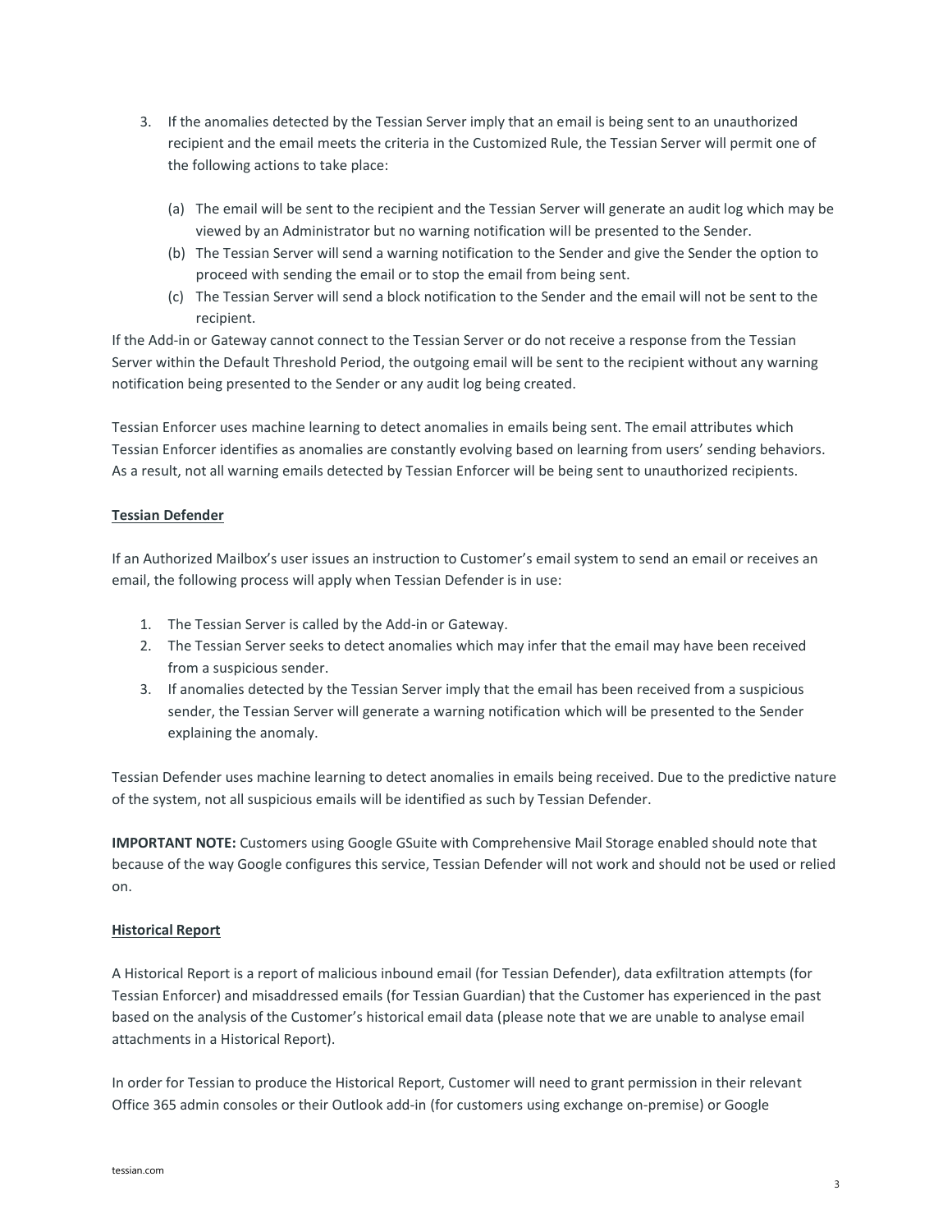3. If the anomalies detected by the Tessian Server imply that an email is being sent to an unauthorized recipient and the email meets the criteria in the Customized Rule, the Tessian Server will permit one of the following actions to take place:

   (a) The email will be sent to the recipient and the Tessian Server will generate an audit log which may be viewed by an Administrator but no warning notification will be presented to the Sender.
   
   (b) The Tessian Server will send a warning notification to the Sender and give the Sender the option to proceed with sending the email or to stop the email from being sent.
   
   (c) The Tessian Server will send a block notification to the Sender and the email will not be sent to the recipient.

If the Add-in or Gateway cannot connect to the Tessian Server or do not receive a response from the Tessian Server within the Default Threshold Period, the outgoing email will be sent to the recipient without any warning notification being presented to the Sender or any audit log being created.

Tessian Enforcer uses machine learning to detect anomalies in emails being sent. The email attributes which Tessian Enforcer identifies as anomalies are constantly evolving based on learning from users' sending behaviors. As a result, not all warning emails detected by Tessian Enforcer will be being sent to unauthorized recipients.

**Tessian Defender**

If an Authorized Mailbox's user issues an instruction to Customer's email system to send an email or receives an email, the following process will apply when Tessian Defender is in use:

1. The Tessian Server is called by the Add-in or Gateway.
2. The Tessian Server seeks to detect anomalies which may infer that the email may have been received from a suspicious sender.
3. If anomalies detected by the Tessian Server imply that the email has been received from a suspicious sender, the Tessian Server will generate a warning notification which will be presented to the Sender explaining the anomaly.

Tessian Defender uses machine learning to detect anomalies in emails being received. Due to the predictive nature of the system, not all suspicious emails will be identified as such by Tessian Defender.

**IMPORTANT NOTE:** Customers using Google GSuite with Comprehensive Mail Storage enabled should note that because of the way Google configures this service, Tessian Defender will not work and should not be used or relied on.

**Historical Report**

A Historical Report is a report of malicious inbound email (for Tessian Defender), data exfiltration attempts (for Tessian Enforcer) and misaddressed emails (for Tessian Guardian) that the Customer has experienced in the past based on the analysis of the Customer's historical email data (please note that we are unable to analyse email attachments in a Historical Report).

In order for Tessian to produce the Historical Report, Customer will need to grant permission in their relevant Office 365 admin consoles or their Outlook add-in (for customers using exchange on-premise) or Google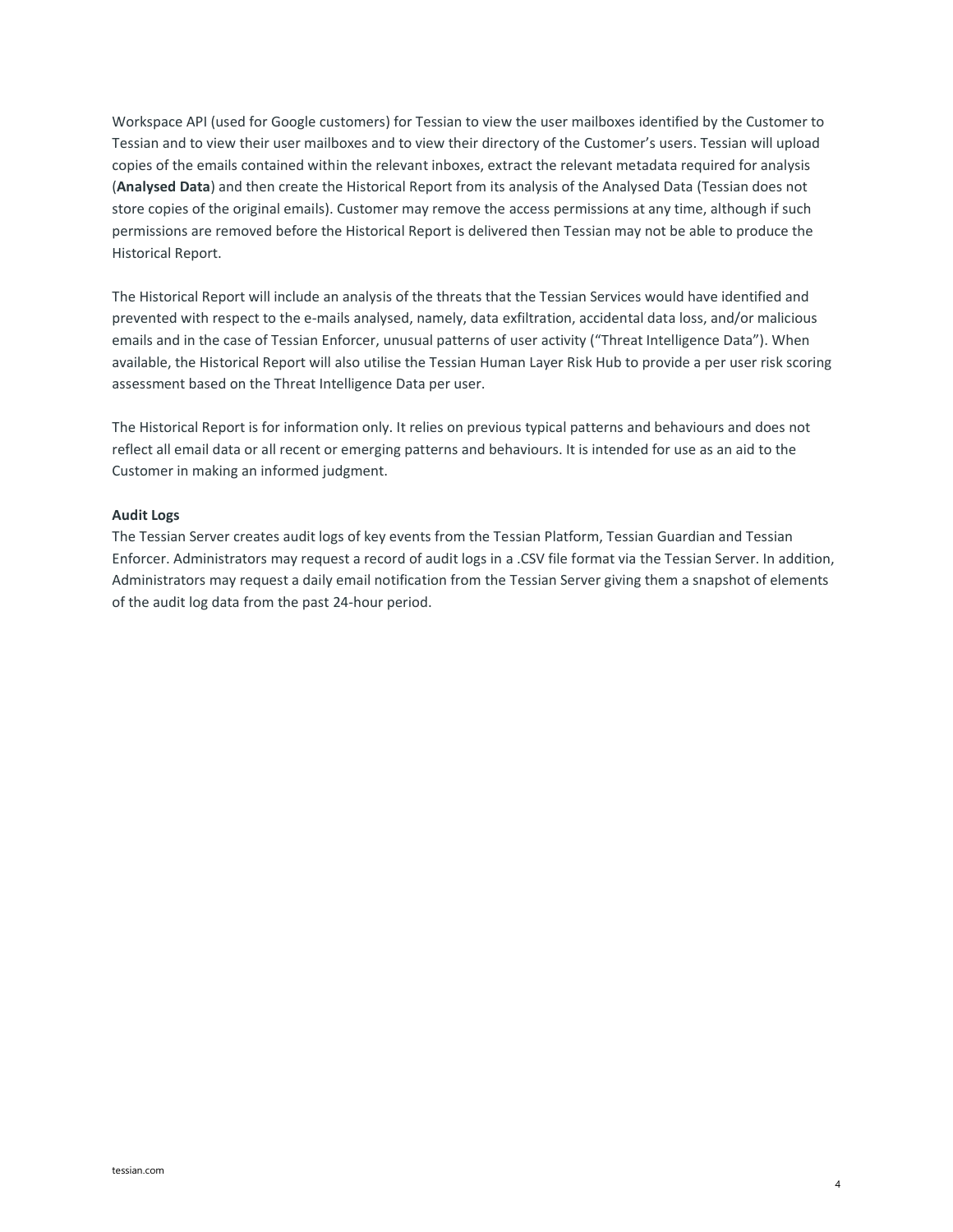Workspace API (used for Google customers) for Tessian to view the user mailboxes identified by the Customer to Tessian and to view their user mailboxes and to view their directory of the Customer's users. Tessian will upload copies of the emails contained within the relevant inboxes, extract the relevant metadata required for analysis (**Analysed Data**) and then create the Historical Report from its analysis of the Analysed Data (Tessian does not store copies of the original emails). Customer may remove the access permissions at any time, although if such permissions are removed before the Historical Report is delivered then Tessian may not be able to produce the Historical Report.

The Historical Report will include an analysis of the threats that the Tessian Services would have identified and prevented with respect to the e-mails analysed, namely, data exfiltration, accidental data loss, and/or malicious emails and in the case of Tessian Enforcer, unusual patterns of user activity ("Threat Intelligence Data"). When available, the Historical Report will also utilise the Tessian Human Layer Risk Hub to provide a per user risk scoring assessment based on the Threat Intelligence Data per user.

The Historical Report is for information only. It relies on previous typical patterns and behaviours and does not reflect all email data or all recent or emerging patterns and behaviours. It is intended for use as an aid to the Customer in making an informed judgment.

**Audit Logs**

The Tessian Server creates audit logs of key events from the Tessian Platform, Tessian Guardian and Tessian Enforcer. Administrators may request a record of audit logs in a .CSV file format via the Tessian Server. In addition, Administrators may request a daily email notification from the Tessian Server giving them a snapshot of elements of the audit log data from the past 24-hour period.